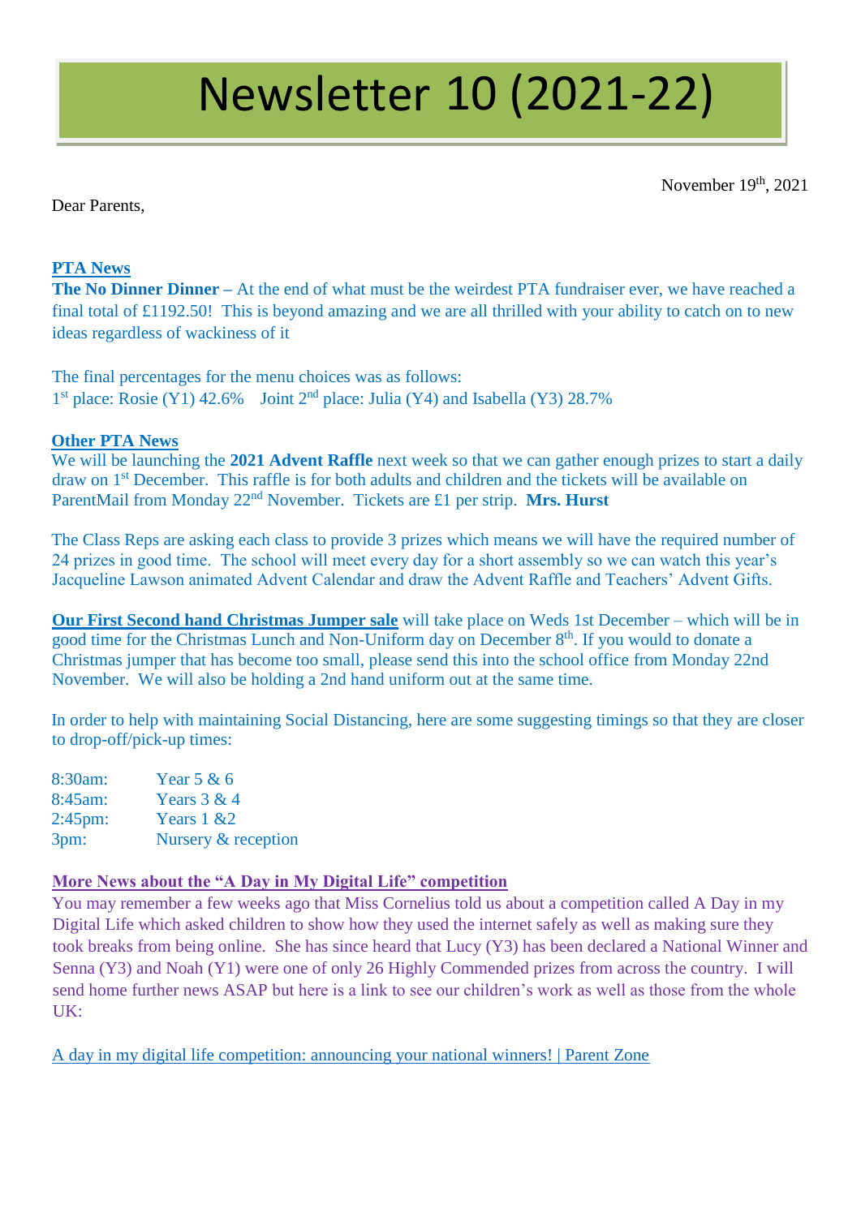# Newsletter 10 (2021-22)

November 19th, 2021

Dear Parents,

**PTA News**

**The No Dinner Dinner** – At the end of what must be the weirdest PTA fundraiser ever, we have reached a final total of £1192.50! This is beyond amazing and we are all thrilled with your ability to catch on to new ideas regardless of wackiness of it

The final percentages for the menu choices was as follows:
1st place: Rosie (Y1) 42.6%    Joint 2nd place: Julia (Y4) and Isabella (Y3) 28.7%

**Other PTA News**

We will be launching the **2021 Advent Raffle** next week so that we can gather enough prizes to start a daily draw on 1st December. This raffle is for both adults and children and the tickets will be available on ParentMail from Monday 22nd November. Tickets are £1 per strip. **Mrs. Hurst**

The Class Reps are asking each class to provide 3 prizes which means we will have the required number of 24 prizes in good time. The school will meet every day for a short assembly so we can watch this year's Jacqueline Lawson animated Advent Calendar and draw the Advent Raffle and Teachers' Advent Gifts.

**Our First Second hand Christmas Jumper sale** will take place on Weds 1st December – which will be in good time for the Christmas Lunch and Non-Uniform day on December 8th. If you would to donate a Christmas jumper that has become too small, please send this into the school office from Monday 22nd November. We will also be holding a 2nd hand uniform out at the same time.

In order to help with maintaining Social Distancing, here are some suggesting timings so that they are closer to drop-off/pick-up times:

| | |
|---|---|
| 8:30am: | Year 5 & 6 |
| 8:45am: | Years 3 & 4 |
| 2:45pm: | Years 1 &2 |
| 3pm: | Nursery & reception |

**More News about the "A Day in My Digital Life" competition**

You may remember a few weeks ago that Miss Cornelius told us about a competition called A Day in my Digital Life which asked children to show how they used the internet safely as well as making sure they took breaks from being online. She has since heard that Lucy (Y3) has been declared a National Winner and Senna (Y3) and Noah (Y1) were one of only 26 Highly Commended prizes from across the country. I will send home further news ASAP but here is a link to see our children's work as well as those from the whole UK:

A day in my digital life competition: announcing your national winners! | Parent Zone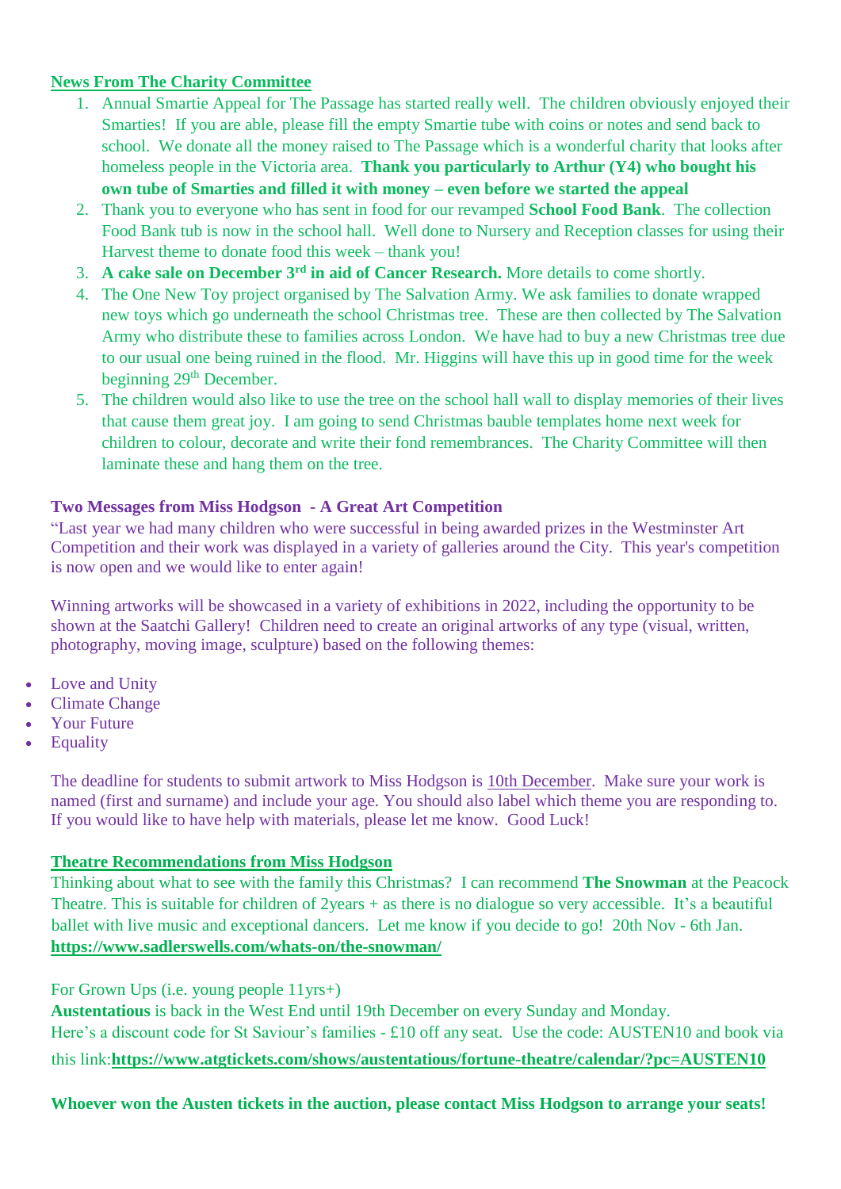**News From The Charity Committee**

1. Annual Smartie Appeal for The Passage has started really well. The children obviously enjoyed their Smarties! If you are able, please fill the empty Smartie tube with coins or notes and send back to school. We donate all the money raised to The Passage which is a wonderful charity that looks after homeless people in the Victoria area. **Thank you particularly to Arthur (Y4) who bought his own tube of Smarties and filled it with money – even before we started the appeal**
2. Thank you to everyone who has sent in food for our revamped **School Food Bank**. The collection Food Bank tub is now in the school hall. Well done to Nursery and Reception classes for using their Harvest theme to donate food this week – thank you!
3. **A cake sale on December 3rd in aid of Cancer Research.** More details to come shortly.
4. The One New Toy project organised by The Salvation Army. We ask families to donate wrapped new toys which go underneath the school Christmas tree. These are then collected by The Salvation Army who distribute these to families across London. We have had to buy a new Christmas tree due to our usual one being ruined in the flood. Mr. Higgins will have this up in good time for the week beginning 29th December.
5. The children would also like to use the tree on the school hall wall to display memories of their lives that cause them great joy. I am going to send Christmas bauble templates home next week for children to colour, decorate and write their fond remembrances. The Charity Committee will then laminate these and hang them on the tree.

**Two Messages from Miss Hodgson - A Great Art Competition**

"Last year we had many children who were successful in being awarded prizes in the Westminster Art Competition and their work was displayed in a variety of galleries around the City. This year's competition is now open and we would like to enter again!

Winning artworks will be showcased in a variety of exhibitions in 2022, including the opportunity to be shown at the Saatchi Gallery! Children need to create an original artworks of any type (visual, written, photography, moving image, sculpture) based on the following themes:

- Love and Unity
- Climate Change
- Your Future
- Equality

The deadline for students to submit artwork to Miss Hodgson is 10th December. Make sure your work is named (first and surname) and include your age. You should also label which theme you are responding to. If you would like to have help with materials, please let me know. Good Luck!

**Theatre Recommendations from Miss Hodgson**

Thinking about what to see with the family this Christmas? I can recommend **The Snowman** at the Peacock Theatre. This is suitable for children of 2years + as there is no dialogue so very accessible. It's a beautiful ballet with live music and exceptional dancers. Let me know if you decide to go! 20th Nov - 6th Jan.
**https://www.sadlerswells.com/whats-on/the-snowman/**

For Grown Ups (i.e. young people 11yrs+)
**Austentatious** is back in the West End until 19th December on every Sunday and Monday.
Here's a discount code for St Saviour's families - £10 off any seat. Use the code: AUSTEN10 and book via this link:**https://www.atgtickets.com/shows/austentatious/fortune-theatre/calendar/?pc=AUSTEN10**

**Whoever won the Austen tickets in the auction, please contact Miss Hodgson to arrange your seats!**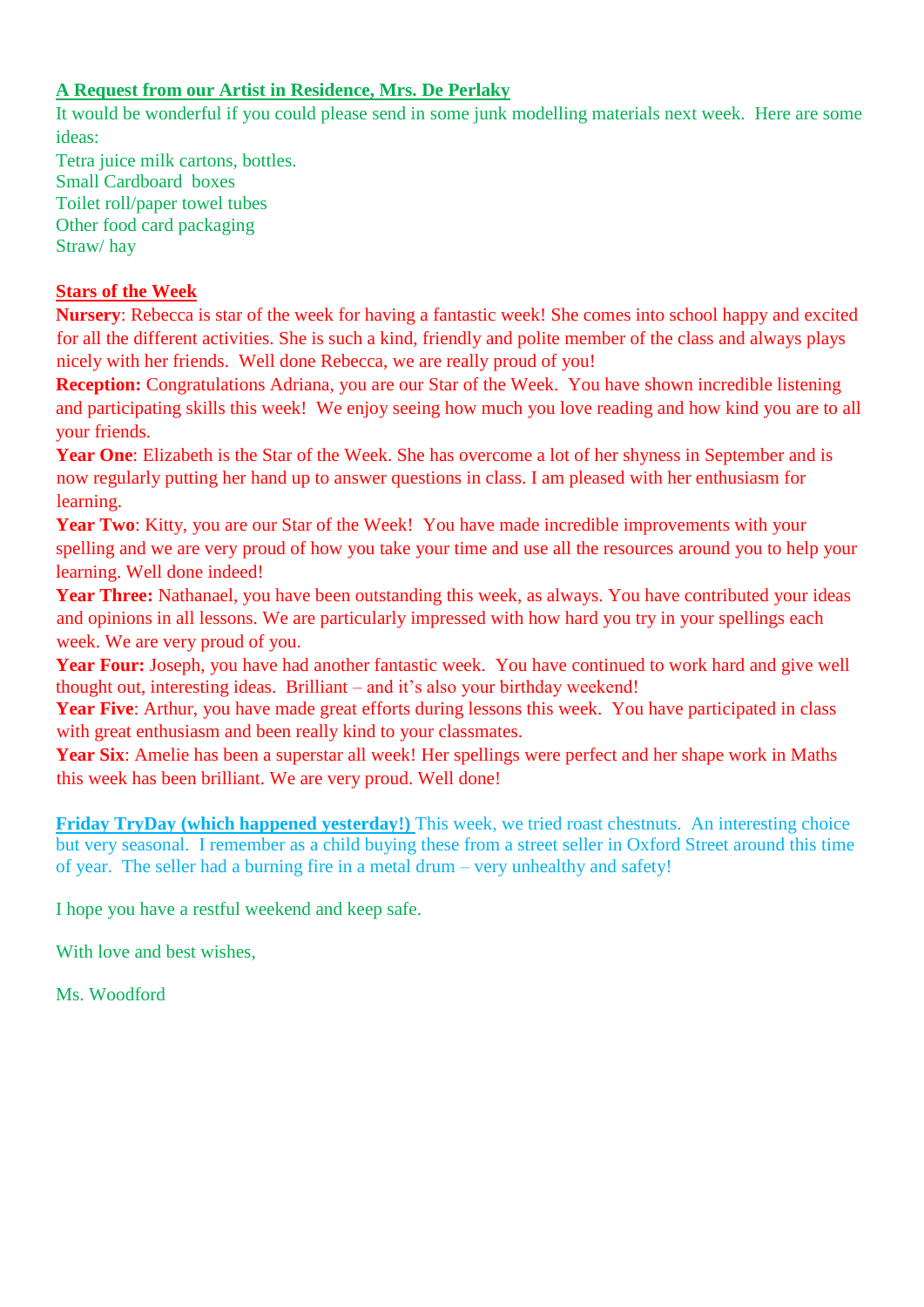**A Request from our Artist in Residence, Mrs. De Perlaky**

It would be wonderful if you could please send in some junk modelling materials next week. Here are some ideas:

Tetra juice milk cartons, bottles.
Small Cardboard boxes
Toilet roll/paper towel tubes
Other food card packaging
Straw/ hay

**Stars of the Week**

**Nursery**: Rebecca is star of the week for having a fantastic week! She comes into school happy and excited for all the different activities. She is such a kind, friendly and polite member of the class and always plays nicely with her friends. Well done Rebecca, we are really proud of you!

**Reception:** Congratulations Adriana, you are our Star of the Week. You have shown incredible listening and participating skills this week! We enjoy seeing how much you love reading and how kind you are to all your friends.

**Year One**: Elizabeth is the Star of the Week. She has overcome a lot of her shyness in September and is now regularly putting her hand up to answer questions in class. I am pleased with her enthusiasm for learning.

**Year Two**: Kitty, you are our Star of the Week! You have made incredible improvements with your spelling and we are very proud of how you take your time and use all the resources around you to help your learning. Well done indeed!

**Year Three:** Nathanael, you have been outstanding this week, as always. You have contributed your ideas and opinions in all lessons. We are particularly impressed with how hard you try in your spellings each week. We are very proud of you.

**Year Four:** Joseph, you have had another fantastic week. You have continued to work hard and give well thought out, interesting ideas. Brilliant – and it's also your birthday weekend!

**Year Five**: Arthur, you have made great efforts during lessons this week. You have participated in class with great enthusiasm and been really kind to your classmates.

**Year Six**: Amelie has been a superstar all week! Her spellings were perfect and her shape work in Maths this week has been brilliant. We are very proud. Well done!

**Friday TryDay (which happened yesterday!)** This week, we tried roast chestnuts. An interesting choice but very seasonal. I remember as a child buying these from a street seller in Oxford Street around this time of year. The seller had a burning fire in a metal drum – very unhealthy and safety!

I hope you have a restful weekend and keep safe.

With love and best wishes,

Ms. Woodford